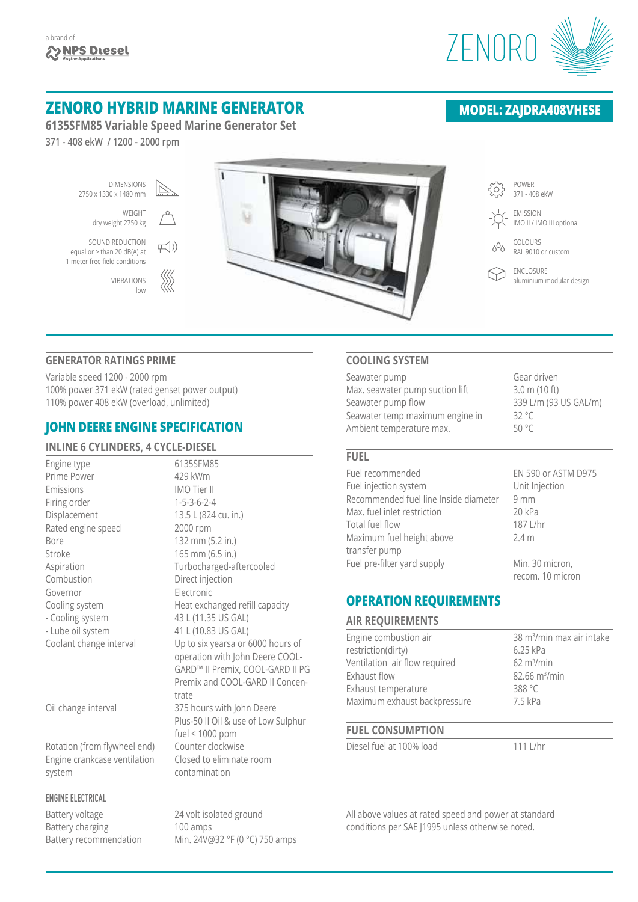a brand of
NPS Diesel
Engine Applications

ZENORO

# ZENORO HYBRID MARINE GENERATOR

**MODEL: ZAJDRA408VHESE**

**6135SFM85 Variable Speed Marine Generator Set**

371 - 408 ekW / 1200 - 2000 rpm

DIMENSIONS
2750 x 1330 x 1480 mm

WEIGHT
dry weight 2750 kg

SOUND REDUCTION
equal or > than 20 dB(A) at 1 meter free field conditions

VIBRATIONS
low

POWER
371 - 408 ekW

EMISSION
IMO II / IMO III optional

COLOURS
RAL 9010 or custom

ENCLOSURE
aluminium modular design

## GENERATOR RATINGS PRIME

Variable speed 1200 - 2000 rpm
100% power 371 ekW (rated genset power output)
110% power 408 ekW (overload, unlimited)

## JOHN DEERE ENGINE SPECIFICATION

### INLINE 6 CYLINDERS, 4 CYCLE-DIESEL

| | |
|---|---|
| Engine type | 6135SFM85 |
| Prime Power | 429 kWm |
| Emissions | IMO Tier II |
| Firing order | 1-5-3-6-2-4 |
| Displacement | 13.5 L (824 cu. in.) |
| Rated engine speed | 2000 rpm |
| Bore | 132 mm (5.2 in.) |
| Stroke | 165 mm (6.5 in.) |
| Aspiration | Turbocharged-aftercooled |
| Combustion | Direct injection |
| Governor | Electronic |
| Cooling system | Heat exchanged refill capacity |
| - Cooling system | 43 L (11.35 US GAL) |
| - Lube oil system | 41 L (10.83 US GAL) |
| Coolant change interval | Up to six yearsa or 6000 hours of operation with John Deere COOL-GARD™ II Premix, COOL-GARD II PG Premix and COOL-GARD II Concentrate |
| Oil change interval | 375 hours with John Deere Plus-50 II Oil & use of Low Sulphur fuel < 1000 ppm |
| Rotation (from flywheel end) | Counter clockwise |
| Engine crankcase ventilation system | Closed to eliminate room contamination |

### ENGINE ELECTRICAL

| | |
|---|---|
| Battery voltage | 24 volt isolated ground |
| Battery charging | 100 amps |
| Battery recommendation | Min. 24V@32 °F (0 °C) 750 amps |

## COOLING SYSTEM

| | |
|---|---|
| Seawater pump | Gear driven |
| Max. seawater pump suction lift | 3.0 m (10 ft) |
| Seawater pump flow | 339 L/m (93 US GAL/m) |
| Seawater temp maximum engine in | 32 °C |
| Ambient temperature max. | 50 °C |

## FUEL

| | |
|---|---|
| Fuel recommended | EN 590 or ASTM D975 |
| Fuel injection system | Unit Injection |
| Recommended fuel line Inside diameter | 9 mm |
| Max. fuel inlet restriction | 20 kPa |
| Total fuel flow | 187 L/hr |
| Maximum fuel height above transfer pump | 2.4 m |
| Fuel pre-filter yard supply | Min. 30 micron, recom. 10 micron |

## OPERATION REQUIREMENTS

### AIR REQUIREMENTS

| | |
|---|---|
| Engine combustion air | 38 $m^3$/min max air intake |
| restriction(dirty) | 6.25 kPa |
| Ventilation air flow required | 62 $m^3$/min |
| Exhaust flow | 82.66 $m^3$/min |
| Exhaust temperature | 388 °C |
| Maximum exhaust backpressure | 7.5 kPa |

### FUEL CONSUMPTION

| | |
|---|---|
| Diesel fuel at 100% load | 111 L/hr |

All above values at rated speed and power at standard conditions per SAE J1995 unless otherwise noted.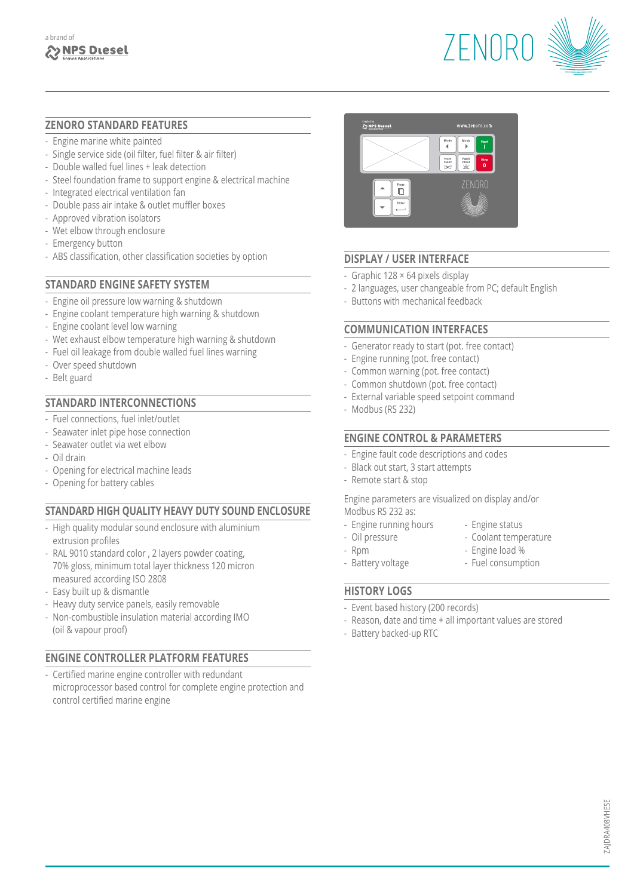## ZENORO STANDARD FEATURES

- Engine marine white painted
- Single service side (oil filter, fuel filter & air filter)
- Double walled fuel lines + leak detection
- Steel foundation frame to support engine & electrical machine
- Integrated electrical ventilation fan
- Double pass air intake & outlet muffler boxes
- Approved vibration isolators
- Wet elbow through enclosure
- Emergency button
- ABS classification, other classification societies by option

## STANDARD ENGINE SAFETY SYSTEM

- Engine oil pressure low warning & shutdown
- Engine coolant temperature high warning & shutdown
- Engine coolant level low warning
- Wet exhaust elbow temperature high warning & shutdown
- Fuel oil leakage from double walled fuel lines warning
- Over speed shutdown
- Belt guard

## STANDARD INTERCONNECTIONS

- Fuel connections, fuel inlet/outlet
- Seawater inlet pipe hose connection
- Seawater outlet via wet elbow
- Oil drain
- Opening for electrical machine leads
- Opening for battery cables

## STANDARD HIGH QUALITY HEAVY DUTY SOUND ENCLOSURE

- High quality modular sound enclosure with aluminium extrusion profiles
- RAL 9010 standard color , 2 layers powder coating, 70% gloss, minimum total layer thickness 120 micron measured according ISO 2808
- Easy built up & dismantle
- Heavy duty service panels, easily removable
- Non-combustible insulation material according IMO (oil & vapour proof)

## ENGINE CONTROLLER PLATFORM FEATURES

- Certified marine engine controller with redundant microprocessor based control for complete engine protection and control certified marine engine

## DISPLAY / USER INTERFACE

- Graphic 128 × 64 pixels display
- 2 languages, user changeable from PC; default English
- Buttons with mechanical feedback

## COMMUNICATION INTERFACES

- Generator ready to start (pot. free contact)
- Engine running (pot. free contact)
- Common warning (pot. free contact)
- Common shutdown (pot. free contact)
- External variable speed setpoint command
- Modbus (RS 232)

## ENGINE CONTROL & PARAMETERS

- Engine fault code descriptions and codes
- Black out start, 3 start attempts
- Remote start & stop

Engine parameters are visualized on display and/or Modbus RS 232 as:

- Engine running hours
- Oil pressure
- Rpm
- Battery voltage
- Engine status
- Coolant temperature
- Engine load %
- Fuel consumption

## HISTORY LOGS

- Event based history (200 records)
- Reason, date and time + all important values are stored
- Battery backed-up RTC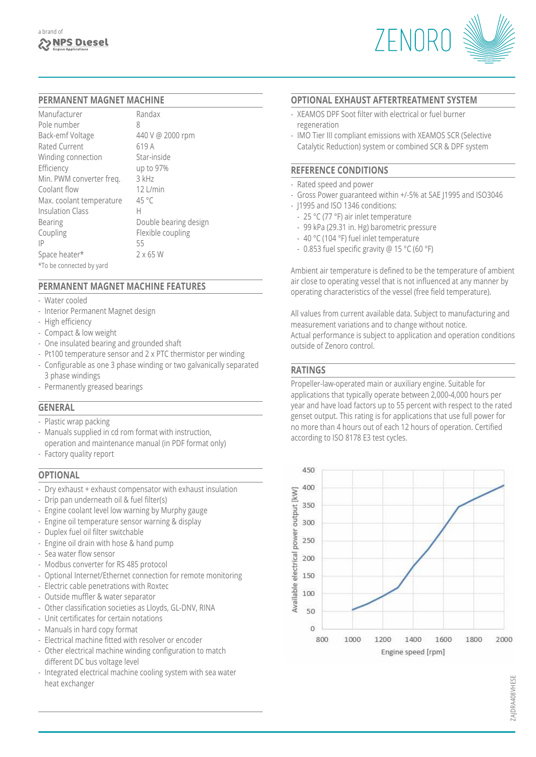## PERMANENT MAGNET MACHINE

| | |
|---|---|
| Manufacturer | Randax |
| Pole number | 8 |
| Back-emf Voltage | 440 V @ 2000 rpm |
| Rated Current | 619 A |
| Winding connection | Star-inside |
| Efficiency | up to 97% |
| Min. PWM converter freq. | 3 kHz |
| Coolant flow | 12 L/min |
| Max. coolant temperature | 45 °C |
| Insulation Class | H |
| Bearing | Double bearing design |
| Coupling | Flexible coupling |
| IP | 55 |
| Space heater* | 2 x 65 W |

*To be connected by yard

## PERMANENT MAGNET MACHINE FEATURES

- Water cooled
- Interior Permanent Magnet design
- High efficiency
- Compact & low weight
- One insulated bearing and grounded shaft
- Pt100 temperature sensor and 2 x PTC thermistor per winding
- Configurable as one 3 phase winding or two galvanically separated 3 phase windings
- Permanently greased bearings

## GENERAL

- Plastic wrap packing
- Manuals supplied in cd rom format with instruction, operation and maintenance manual (in PDF format only)
- Factory quality report

## OPTIONAL

- Dry exhaust + exhaust compensator with exhaust insulation
- Drip pan underneath oil & fuel filter(s)
- Engine coolant level low warning by Murphy gauge
- Engine oil temperature sensor warning & display
- Duplex fuel oil filter switchable
- Engine oil drain with hose & hand pump
- Sea water flow sensor
- Modbus converter for RS 485 protocol
- Optional Internet/Ethernet connection for remote monitoring
- Electric cable penetrations with Roxtec
- Outside muffler & water separator
- Other classification societies as Lloyds, GL-DNV, RINA
- Unit certificates for certain notations
- Manuals in hard copy format
- Electrical machine fitted with resolver or encoder
- Other electrical machine winding configuration to match different DC bus voltage level
- Integrated electrical machine cooling system with sea water heat exchanger

## OPTIONAL EXHAUST AFTERTREATMENT SYSTEM

- XEAMOS DPF Soot filter with electrical or fuel burner regeneration
- IMO Tier III compliant emissions with XEAMOS SCR (Selective Catalytic Reduction) system or combined SCR & DPF system

## REFERENCE CONDITIONS

- Rated speed and power
- Gross Power guaranteed within +/-5% at SAE J1995 and ISO3046
- J1995 and ISO 1346 conditions:
  - 25 °C (77 °F) air inlet temperature
  - 99 kPa (29.31 in. Hg) barometric pressure
  - 40 °C (104 °F) fuel inlet temperature
  - 0.853 fuel specific gravity @ 15 °C (60 °F)

Ambient air temperature is defined to be the temperature of ambient air close to operating vessel that is not influenced at any manner by operating characteristics of the vessel (free field temperature).

All values from current available data. Subject to manufacturing and measurement variations and to change without notice.
Actual performance is subject to application and operation conditions outside of Zenoro control.

## RATINGS

Propeller-law-operated main or auxiliary engine. Suitable for applications that typically operate between 2,000-4,000 hours per year and have load factors up to 55 percent with respect to the rated genset output. This rating is for applications that use full power for no more than 4 hours out of each 12 hours of operation. Certified according to ISO 8178 E3 test cycles.

Available electrical power output [kW] vs. Engine speed [rpm]

ZAJDRA408VHESE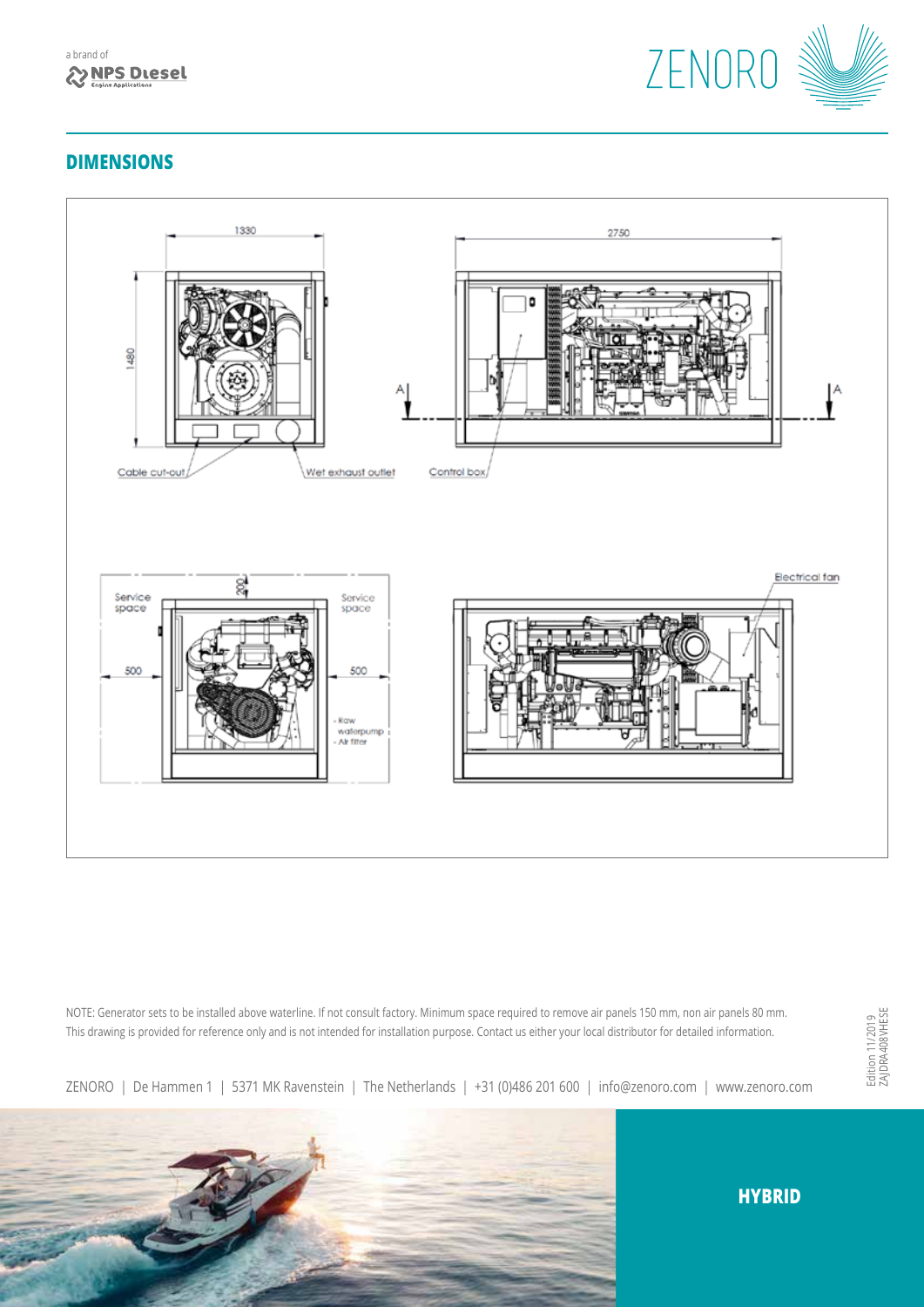## DIMENSIONS

1330

2750

1480

A

A

Cable cut-out

Wet exhaust outlet

Control box

200

Service space

Service space

500

500

- Raw waterpump
- Air filter

Electrical fan

NOTE: Generator sets to be installed above waterline. If not consult factory. Minimum space required to remove air panels 150 mm, non air panels 80 mm.
This drawing is provided for reference only and is not intended for installation purpose. Contact us either your local distributor for detailed information.

ZENORO | De Hammen 1 | 5371 MK Ravenstein | The Netherlands | +31 (0)486 201 600 | info@zenoro.com | www.zenoro.com

Edition 11/2019
ZAJDRA408VHESE

**HYBRID**